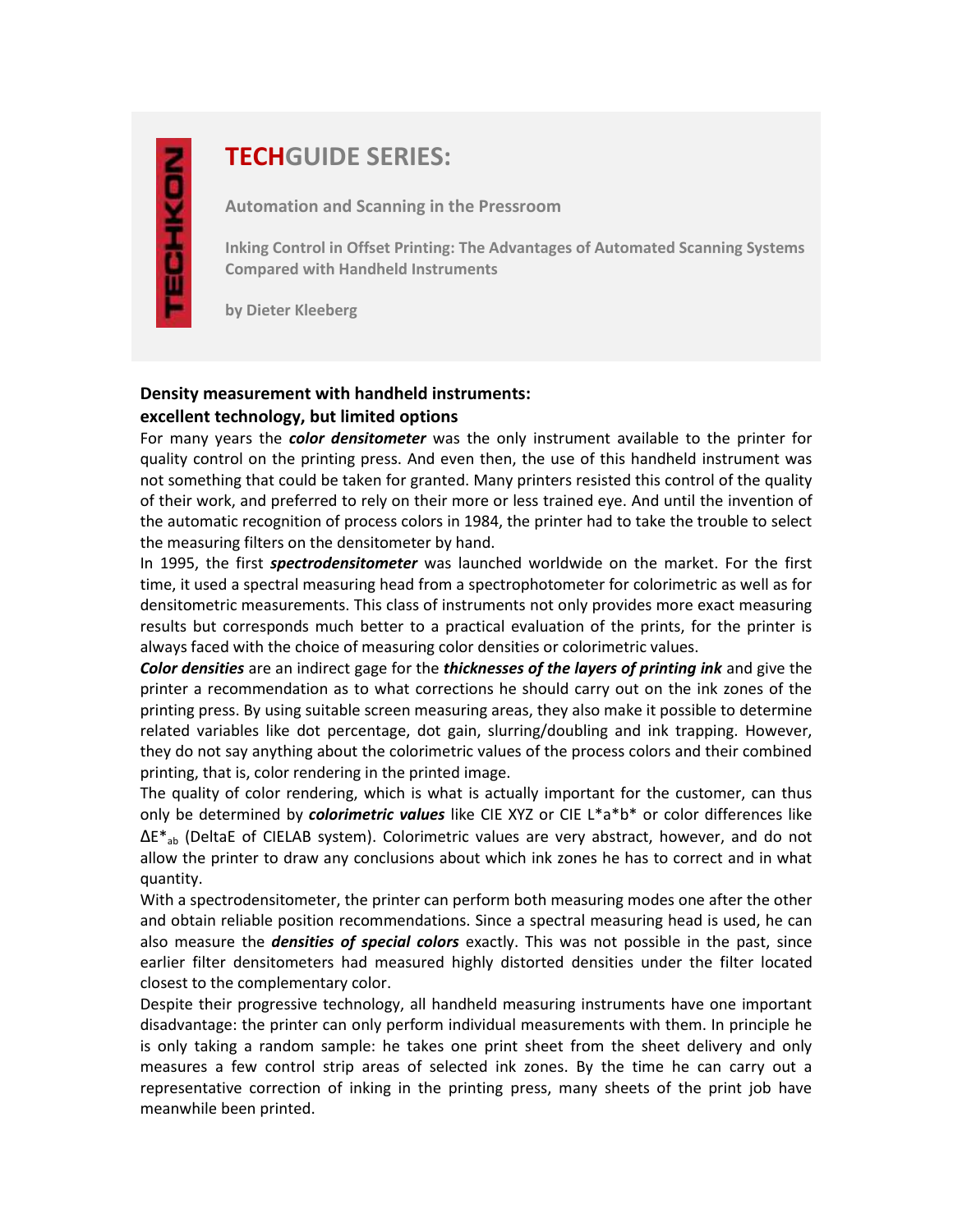# TECHGUIDE SERIES:

**Automation and Scanning in the Pressroom**

**Inking Control in Offset Printing: The Advantages of Automated Scanning Systems Compared with Handheld Instruments**

**by Dieter Kleeberg**

## Density measurement with handheld instruments: excellent technology, but limited options

For many years the ***color densitometer*** was the only instrument available to the printer for quality control on the printing press. And even then, the use of this handheld instrument was not something that could be taken for granted. Many printers resisted this control of the quality of their work, and preferred to rely on their more or less trained eye. And until the invention of the automatic recognition of process colors in 1984, the printer had to take the trouble to select the measuring filters on the densitometer by hand.

In 1995, the first ***spectrodensitometer*** was launched worldwide on the market. For the first time, it used a spectral measuring head from a spectrophotometer for colorimetric as well as for densitometric measurements. This class of instruments not only provides more exact measuring results but corresponds much better to a practical evaluation of the prints, for the printer is always faced with the choice of measuring color densities or colorimetric values.

***Color densities*** are an indirect gage for the ***thicknesses of the layers of printing ink*** and give the printer a recommendation as to what corrections he should carry out on the ink zones of the printing press. By using suitable screen measuring areas, they also make it possible to determine related variables like dot percentage, dot gain, slurring/doubling and ink trapping. However, they do not say anything about the colorimetric values of the process colors and their combined printing, that is, color rendering in the printed image.

The quality of color rendering, which is what is actually important for the customer, can thus only be determined by ***colorimetric values*** like CIE XYZ or CIE L*a*b* or color differences like $\Delta E^*_{ab}$ (DeltaE of CIELAB system). Colorimetric values are very abstract, however, and do not allow the printer to draw any conclusions about which ink zones he has to correct and in what quantity.

With a spectrodensitometer, the printer can perform both measuring modes one after the other and obtain reliable position recommendations. Since a spectral measuring head is used, he can also measure the ***densities of special colors*** exactly. This was not possible in the past, since earlier filter densitometers had measured highly distorted densities under the filter located closest to the complementary color.

Despite their progressive technology, all handheld measuring instruments have one important disadvantage: the printer can only perform individual measurements with them. In principle he is only taking a random sample: he takes one print sheet from the sheet delivery and only measures a few control strip areas of selected ink zones. By the time he can carry out a representative correction of inking in the printing press, many sheets of the print job have meanwhile been printed.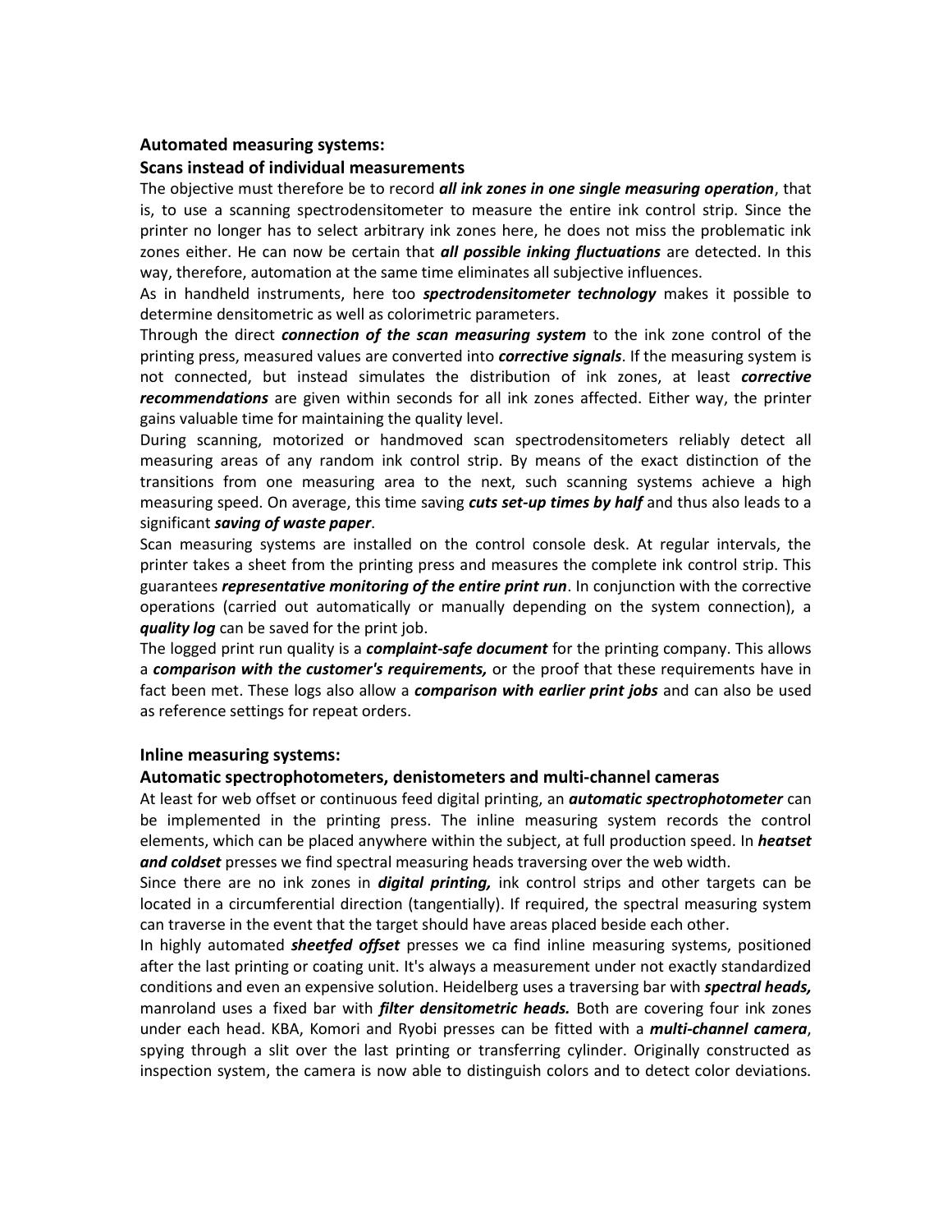**Automated measuring systems:**
**Scans instead of individual measurements**

The objective must therefore be to record ***all ink zones in one single measuring operation***, that is, to use a scanning spectrodensitometer to measure the entire ink control strip. Since the printer no longer has to select arbitrary ink zones here, he does not miss the problematic ink zones either. He can now be certain that ***all possible inking fluctuations*** are detected. In this way, therefore, automation at the same time eliminates all subjective influences.

As in handheld instruments, here too ***spectrodensitometer technology*** makes it possible to determine densitometric as well as colorimetric parameters.

Through the direct ***connection of the scan measuring system*** to the ink zone control of the printing press, measured values are converted into ***corrective signals***. If the measuring system is not connected, but instead simulates the distribution of ink zones, at least ***corrective recommendations*** are given within seconds for all ink zones affected. Either way, the printer gains valuable time for maintaining the quality level.

During scanning, motorized or handmoved scan spectrodensitometers reliably detect all measuring areas of any random ink control strip. By means of the exact distinction of the transitions from one measuring area to the next, such scanning systems achieve a high measuring speed. On average, this time saving ***cuts set-up times by half*** and thus also leads to a significant ***saving of waste paper***.

Scan measuring systems are installed on the control console desk. At regular intervals, the printer takes a sheet from the printing press and measures the complete ink control strip. This guarantees ***representative monitoring of the entire print run***. In conjunction with the corrective operations (carried out automatically or manually depending on the system connection), a ***quality log*** can be saved for the print job.

The logged print run quality is a ***complaint-safe document*** for the printing company. This allows a ***comparison with the customer's requirements,*** or the proof that these requirements have in fact been met. These logs also allow a ***comparison with earlier print jobs*** and can also be used as reference settings for repeat orders.

**Inline measuring systems:**
**Automatic spectrophotometers, denistometers and multi-channel cameras**

At least for web offset or continuous feed digital printing, an ***automatic spectrophotometer*** can be implemented in the printing press. The inline measuring system records the control elements, which can be placed anywhere within the subject, at full production speed. In ***heatset and coldset*** presses we find spectral measuring heads traversing over the web width.

Since there are no ink zones in ***digital printing,*** ink control strips and other targets can be located in a circumferential direction (tangentially). If required, the spectral measuring system can traverse in the event that the target should have areas placed beside each other.

In highly automated ***sheetfed offset*** presses we ca find inline measuring systems, positioned after the last printing or coating unit. It's always a measurement under not exactly standardized conditions and even an expensive solution. Heidelberg uses a traversing bar with ***spectral heads,*** manroland uses a fixed bar with ***filter densitometric heads.*** Both are covering four ink zones under each head. KBA, Komori and Ryobi presses can be fitted with a ***multi-channel camera***, spying through a slit over the last printing or transferring cylinder. Originally constructed as inspection system, the camera is now able to distinguish colors and to detect color deviations.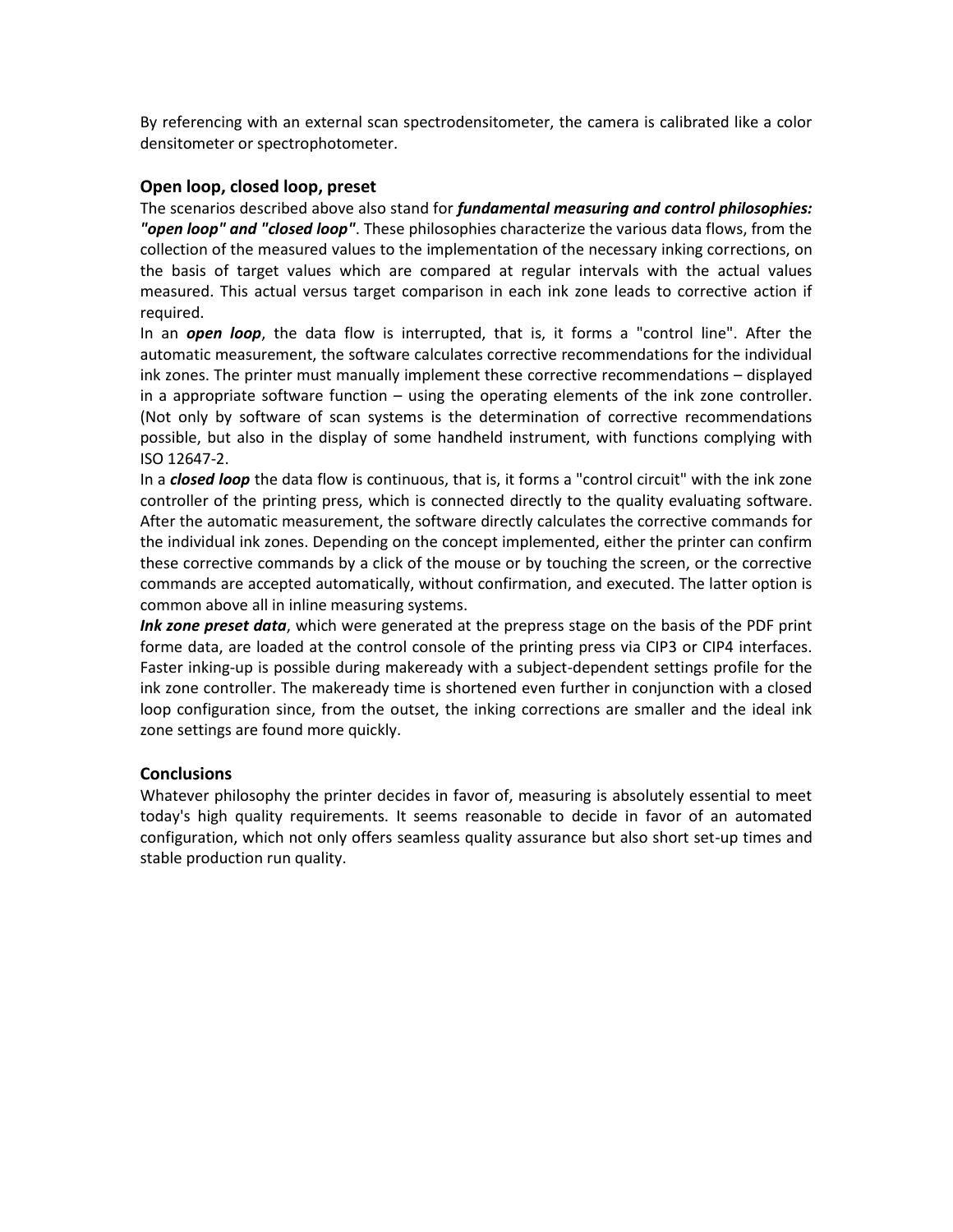By referencing with an external scan spectrodensitometer, the camera is calibrated like a color densitometer or spectrophotometer.

## Open loop, closed loop, preset

The scenarios described above also stand for ***fundamental measuring and control philosophies: "open loop" and "closed loop"***. These philosophies characterize the various data flows, from the collection of the measured values to the implementation of the necessary inking corrections, on the basis of target values which are compared at regular intervals with the actual values measured. This actual versus target comparison in each ink zone leads to corrective action if required.

In an ***open loop***, the data flow is interrupted, that is, it forms a "control line". After the automatic measurement, the software calculates corrective recommendations for the individual ink zones. The printer must manually implement these corrective recommendations – displayed in a appropriate software function – using the operating elements of the ink zone controller. (Not only by software of scan systems is the determination of corrective recommendations possible, but also in the display of some handheld instrument, with functions complying with ISO 12647-2.

In a ***closed loop*** the data flow is continuous, that is, it forms a "control circuit" with the ink zone controller of the printing press, which is connected directly to the quality evaluating software. After the automatic measurement, the software directly calculates the corrective commands for the individual ink zones. Depending on the concept implemented, either the printer can confirm these corrective commands by a click of the mouse or by touching the screen, or the corrective commands are accepted automatically, without confirmation, and executed. The latter option is common above all in inline measuring systems.

***Ink zone preset data***, which were generated at the prepress stage on the basis of the PDF print forme data, are loaded at the control console of the printing press via CIP3 or CIP4 interfaces. Faster inking-up is possible during makeready with a subject-dependent settings profile for the ink zone controller. The makeready time is shortened even further in conjunction with a closed loop configuration since, from the outset, the inking corrections are smaller and the ideal ink zone settings are found more quickly.

## Conclusions

Whatever philosophy the printer decides in favor of, measuring is absolutely essential to meet today's high quality requirements. It seems reasonable to decide in favor of an automated configuration, which not only offers seamless quality assurance but also short set-up times and stable production run quality.